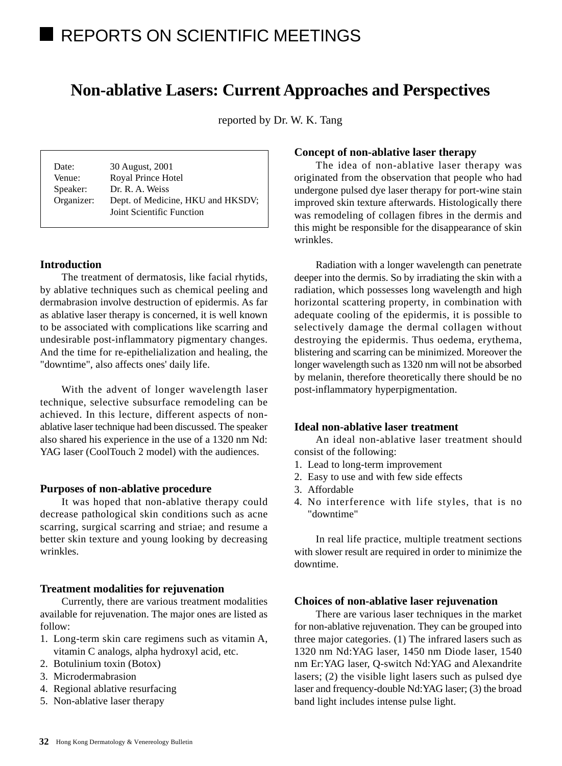# REPORTS ON SCIENTIFIC MEETINGS

## Non-ablative Lasers: Current Approaches and Perspectives

reported by Dr. W. K. Tang

| | |
|---|---|
| Date: | 30 August, 2001 |
| Venue: | Royal Prince Hotel |
| Speaker: | Dr. R. A. Weiss |
| Organizer: | Dept. of Medicine, HKU and HKSDV; Joint Scientific Function |

### Introduction

The treatment of dermatosis, like facial rhytids, by ablative techniques such as chemical peeling and dermabrasion involve destruction of epidermis. As far as ablative laser therapy is concerned, it is well known to be associated with complications like scarring and undesirable post-inflammatory pigmentary changes. And the time for re-epithelialization and healing, the "downtime", also affects ones' daily life.

With the advent of longer wavelength laser technique, selective subsurface remodeling can be achieved. In this lecture, different aspects of non-ablative laser technique had been discussed. The speaker also shared his experience in the use of a 1320 nm Nd: YAG laser (CoolTouch 2 model) with the audiences.

### Purposes of non-ablative procedure

It was hoped that non-ablative therapy could decrease pathological skin conditions such as acne scarring, surgical scarring and striae; and resume a better skin texture and young looking by decreasing wrinkles.

### Treatment modalities for rejuvenation

Currently, there are various treatment modalities available for rejuvenation. The major ones are listed as follow:

1. Long-term skin care regimens such as vitamin A, vitamin C analogs, alpha hydroxyl acid, etc.
2. Botulinium toxin (Botox)
3. Microdermabrasion
4. Regional ablative resurfacing
5. Non-ablative laser therapy

### Concept of non-ablative laser therapy

The idea of non-ablative laser therapy was originated from the observation that people who had undergone pulsed dye laser therapy for port-wine stain improved skin texture afterwards. Histologically there was remodeling of collagen fibres in the dermis and this might be responsible for the disappearance of skin wrinkles.

Radiation with a longer wavelength can penetrate deeper into the dermis. So by irradiating the skin with a radiation, which possesses long wavelength and high horizontal scattering property, in combination with adequate cooling of the epidermis, it is possible to selectively damage the dermal collagen without destroying the epidermis. Thus oedema, erythema, blistering and scarring can be minimized. Moreover the longer wavelength such as 1320 nm will not be absorbed by melanin, therefore theoretically there should be no post-inflammatory hyperpigmentation.

### Ideal non-ablative laser treatment

An ideal non-ablative laser treatment should consist of the following:

1. Lead to long-term improvement
2. Easy to use and with few side effects
3. Affordable
4. No interference with life styles, that is no "downtime"

In real life practice, multiple treatment sections with slower result are required in order to minimize the downtime.

### Choices of non-ablative laser rejuvenation

There are various laser techniques in the market for non-ablative rejuvenation. They can be grouped into three major categories. (1) The infrared lasers such as 1320 nm Nd:YAG laser, 1450 nm Diode laser, 1540 nm Er:YAG laser, Q-switch Nd:YAG and Alexandrite lasers; (2) the visible light lasers such as pulsed dye laser and frequency-double Nd:YAG laser; (3) the broad band light includes intense pulse light.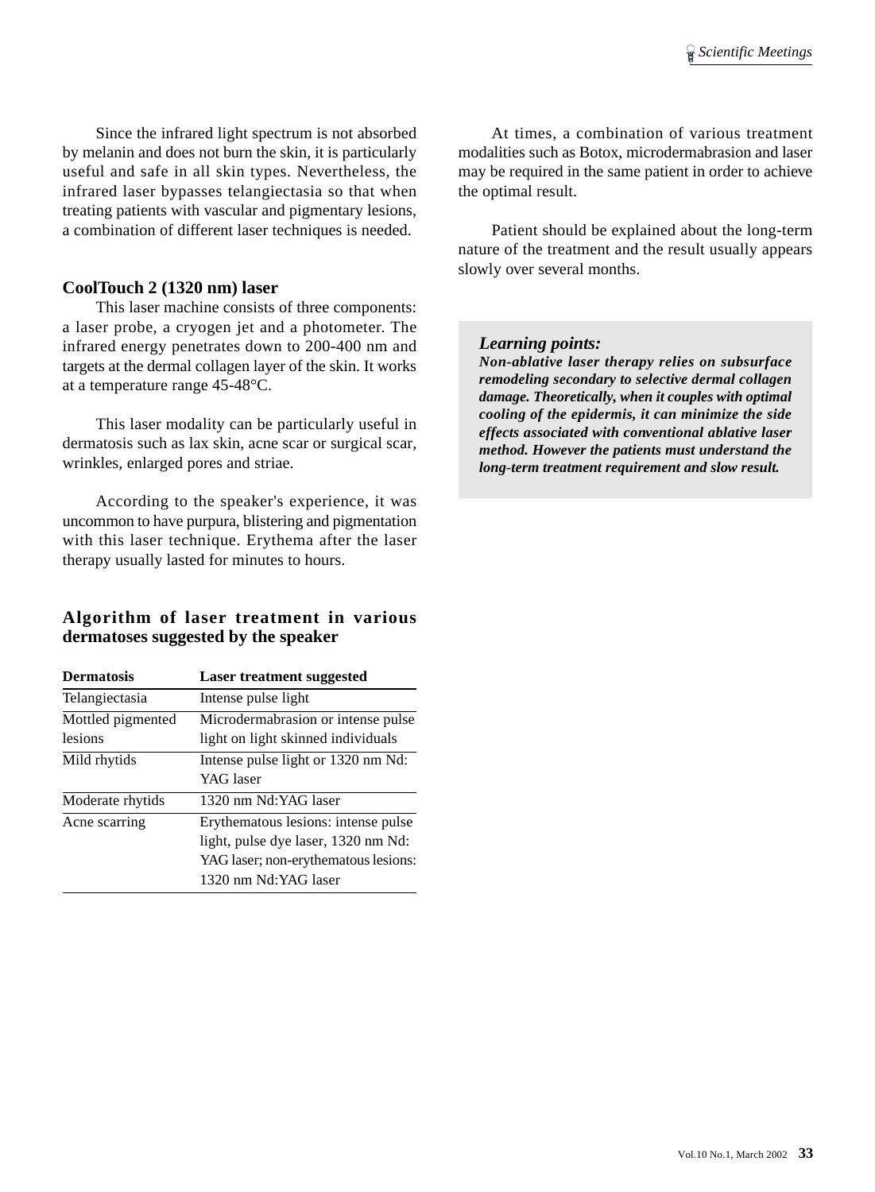Since the infrared light spectrum is not absorbed by melanin and does not burn the skin, it is particularly useful and safe in all skin types. Nevertheless, the infrared laser bypasses telangiectasia so that when treating patients with vascular and pigmentary lesions, a combination of different laser techniques is needed.

### CoolTouch 2 (1320 nm) laser

This laser machine consists of three components: a laser probe, a cryogen jet and a photometer. The infrared energy penetrates down to 200-400 nm and targets at the dermal collagen layer of the skin. It works at a temperature range 45-48°C.

This laser modality can be particularly useful in dermatosis such as lax skin, acne scar or surgical scar, wrinkles, enlarged pores and striae.

According to the speaker's experience, it was uncommon to have purpura, blistering and pigmentation with this laser technique. Erythema after the laser therapy usually lasted for minutes to hours.

### Algorithm of laser treatment in various dermatoses suggested by the speaker

| Dermatosis | Laser treatment suggested |
|---|---|
| Telangiectasia | Intense pulse light |
| Mottled pigmented lesions | Microdermabrasion or intense pulse light on light skinned individuals |
| Mild rhytids | Intense pulse light or 1320 nm Nd: YAG laser |
| Moderate rhytids | 1320 nm Nd:YAG laser |
| Acne scarring | Erythematous lesions: intense pulse light, pulse dye laser, 1320 nm Nd: YAG laser; non-erythematous lesions: 1320 nm Nd:YAG laser |

At times, a combination of various treatment modalities such as Botox, microdermabrasion and laser may be required in the same patient in order to achieve the optimal result.

Patient should be explained about the long-term nature of the treatment and the result usually appears slowly over several months.

> ***Learning points:***
> ***Non-ablative laser therapy relies on subsurface remodeling secondary to selective dermal collagen damage. Theoretically, when it couples with optimal cooling of the epidermis, it can minimize the side effects associated with conventional ablative laser method. However the patients must understand the long-term treatment requirement and slow result.***